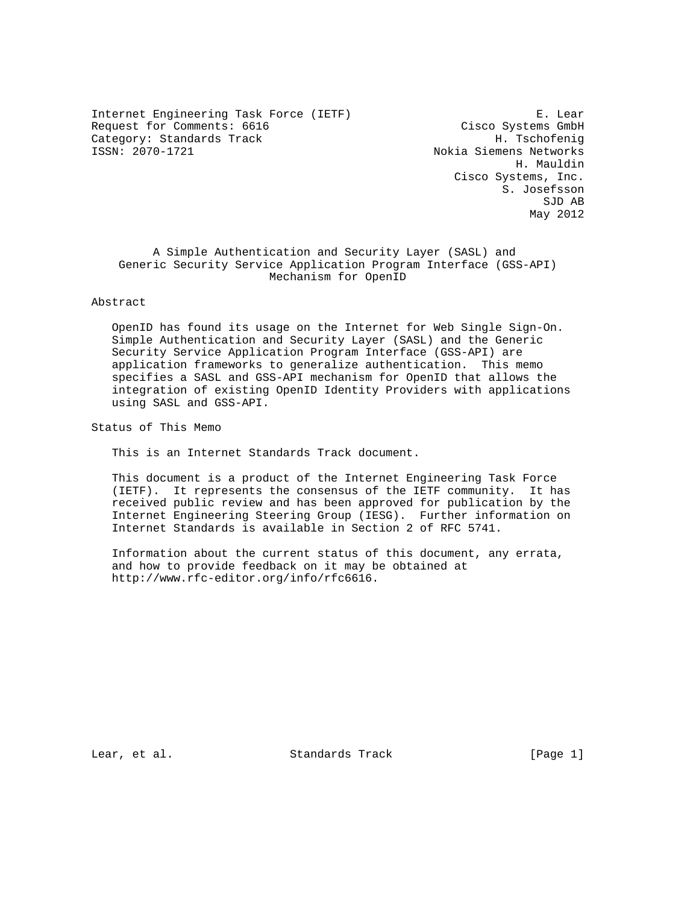Internet Engineering Task Force (IETF)  
Request for Comments: 6616  
Category: Standards Track  
ISSN: 2070-1721

E. Lear  
Cisco Systems GmbH  
H. Tschofenig  
Nokia Siemens Networks  
H. Mauldin  
Cisco Systems, Inc.  
S. Josefsson  
SJD AB  
May 2012

# A Simple Authentication and Security Layer (SASL) and Generic Security Service Application Program Interface (GSS-API) Mechanism for OpenID

## Abstract

OpenID has found its usage on the Internet for Web Single Sign-On. Simple Authentication and Security Layer (SASL) and the Generic Security Service Application Program Interface (GSS-API) are application frameworks to generalize authentication. This memo specifies a SASL and GSS-API mechanism for OpenID that allows the integration of existing OpenID Identity Providers with applications using SASL and GSS-API.

## Status of This Memo

This is an Internet Standards Track document.

This document is a product of the Internet Engineering Task Force (IETF). It represents the consensus of the IETF community. It has received public review and has been approved for publication by the Internet Engineering Steering Group (IESG). Further information on Internet Standards is available in Section 2 of RFC 5741.

Information about the current status of this document, any errata, and how to provide feedback on it may be obtained at http://www.rfc-editor.org/info/rfc6616.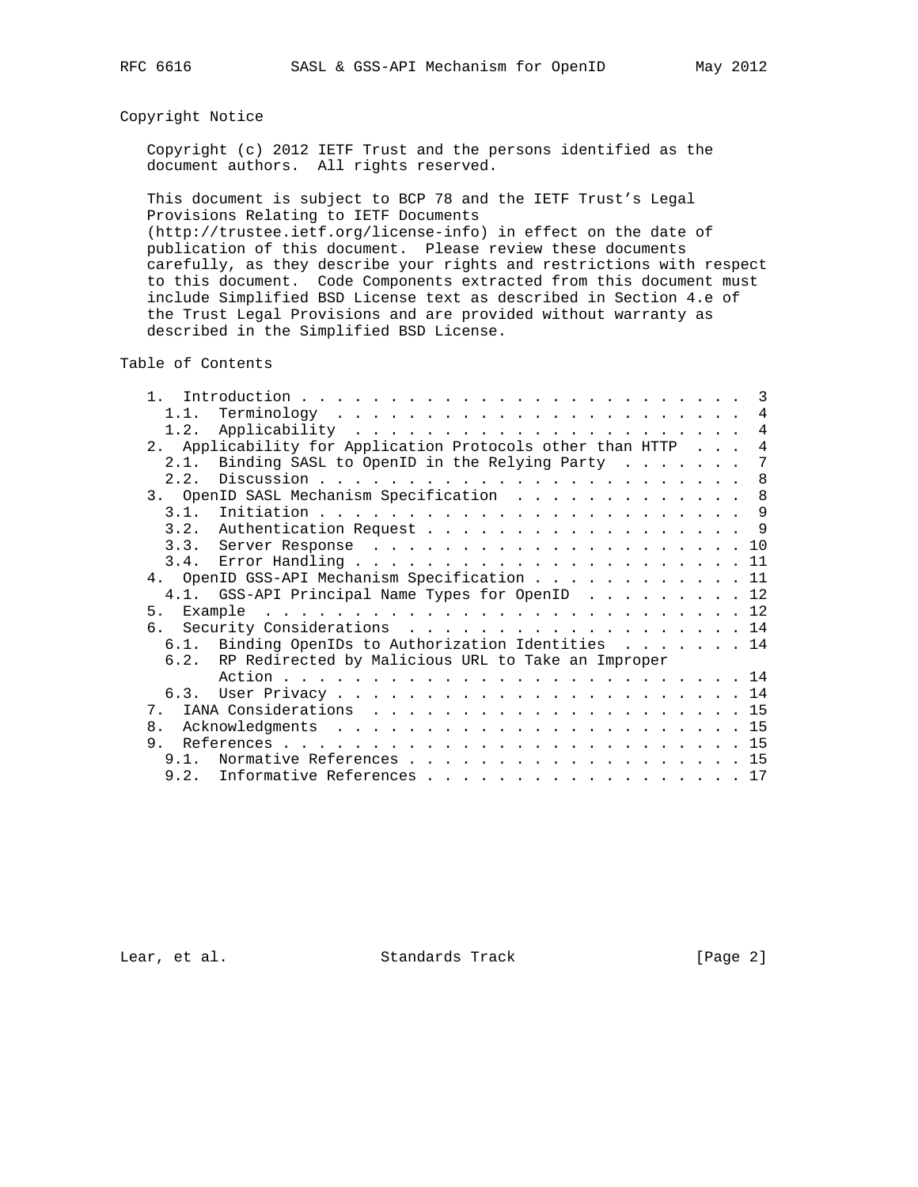## Copyright Notice

Copyright (c) 2012 IETF Trust and the persons identified as the document authors. All rights reserved.

This document is subject to BCP 78 and the IETF Trust's Legal Provisions Relating to IETF Documents (http://trustee.ietf.org/license-info) in effect on the date of publication of this document. Please review these documents carefully, as they describe your rights and restrictions with respect to this document. Code Components extracted from this document must include Simplified BSD License text as described in Section 4.e of the Trust Legal Provisions and are provided without warranty as described in the Simplified BSD License.

## Table of Contents

```
   1.  Introduction . . . . . . . . . . . . . . . . . . . . . . . .  3
     1.1.  Terminology  . . . . . . . . . . . . . . . . . . . . . .  4
     1.2.  Applicability  . . . . . . . . . . . . . . . . . . . . .  4
   2.  Applicability for Application Protocols other than HTTP  . . .  4
     2.1.  Binding SASL to OpenID in the Relying Party  . . . . . . .  7
     2.2.  Discussion . . . . . . . . . . . . . . . . . . . . . . .  8
   3.  OpenID SASL Mechanism Specification  . . . . . . . . . . . .  8
     3.1.  Initiation . . . . . . . . . . . . . . . . . . . . . . .  9
     3.2.  Authentication Request . . . . . . . . . . . . . . . . .  9
     3.3.  Server Response  . . . . . . . . . . . . . . . . . . . . 10
     3.4.  Error Handling . . . . . . . . . . . . . . . . . . . . . 11
   4.  OpenID GSS-API Mechanism Specification . . . . . . . . . . . 11
     4.1.  GSS-API Principal Name Types for OpenID  . . . . . . . . . 12
   5.  Example  . . . . . . . . . . . . . . . . . . . . . . . . . . 12
   6.  Security Considerations  . . . . . . . . . . . . . . . . . . 14
     6.1.  Binding OpenIDs to Authorization Identities  . . . . . . . 14
     6.2.  RP Redirected by Malicious URL to Take an Improper
           Action . . . . . . . . . . . . . . . . . . . . . . . . . 14
     6.3.  User Privacy . . . . . . . . . . . . . . . . . . . . . . 14
   7.  IANA Considerations  . . . . . . . . . . . . . . . . . . . . 15
   8.  Acknowledgments  . . . . . . . . . . . . . . . . . . . . . . 15
   9.  References . . . . . . . . . . . . . . . . . . . . . . . . . 15
     9.1.  Normative References . . . . . . . . . . . . . . . . . . 15
     9.2.  Informative References . . . . . . . . . . . . . . . . . 17
```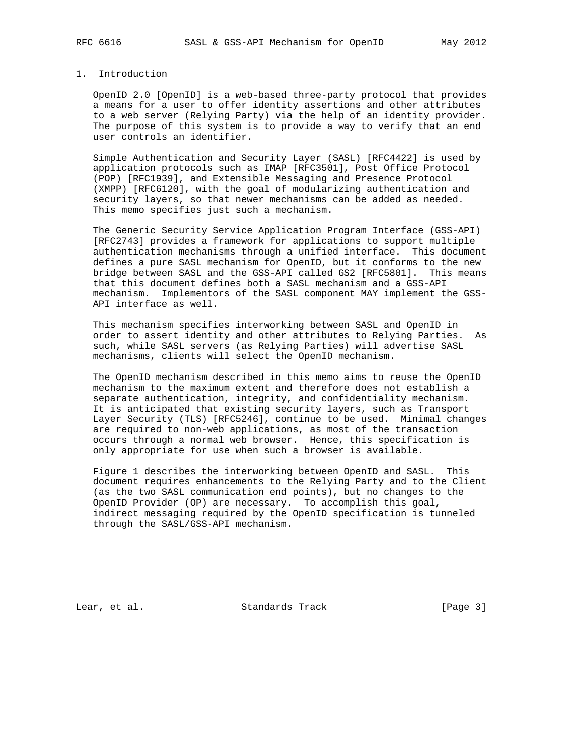## 1. Introduction

OpenID 2.0 [OpenID] is a web-based three-party protocol that provides a means for a user to offer identity assertions and other attributes to a web server (Relying Party) via the help of an identity provider. The purpose of this system is to provide a way to verify that an end user controls an identifier.

Simple Authentication and Security Layer (SASL) [RFC4422] is used by application protocols such as IMAP [RFC3501], Post Office Protocol (POP) [RFC1939], and Extensible Messaging and Presence Protocol (XMPP) [RFC6120], with the goal of modularizing authentication and security layers, so that newer mechanisms can be added as needed. This memo specifies just such a mechanism.

The Generic Security Service Application Program Interface (GSS-API) [RFC2743] provides a framework for applications to support multiple authentication mechanisms through a unified interface. This document defines a pure SASL mechanism for OpenID, but it conforms to the new bridge between SASL and the GSS-API called GS2 [RFC5801]. This means that this document defines both a SASL mechanism and a GSS-API mechanism. Implementors of the SASL component MAY implement the GSS-API interface as well.

This mechanism specifies interworking between SASL and OpenID in order to assert identity and other attributes to Relying Parties. As such, while SASL servers (as Relying Parties) will advertise SASL mechanisms, clients will select the OpenID mechanism.

The OpenID mechanism described in this memo aims to reuse the OpenID mechanism to the maximum extent and therefore does not establish a separate authentication, integrity, and confidentiality mechanism. It is anticipated that existing security layers, such as Transport Layer Security (TLS) [RFC5246], continue to be used. Minimal changes are required to non-web applications, as most of the transaction occurs through a normal web browser. Hence, this specification is only appropriate for use when such a browser is available.

Figure 1 describes the interworking between OpenID and SASL. This document requires enhancements to the Relying Party and to the Client (as the two SASL communication end points), but no changes to the OpenID Provider (OP) are necessary. To accomplish this goal, indirect messaging required by the OpenID specification is tunneled through the SASL/GSS-API mechanism.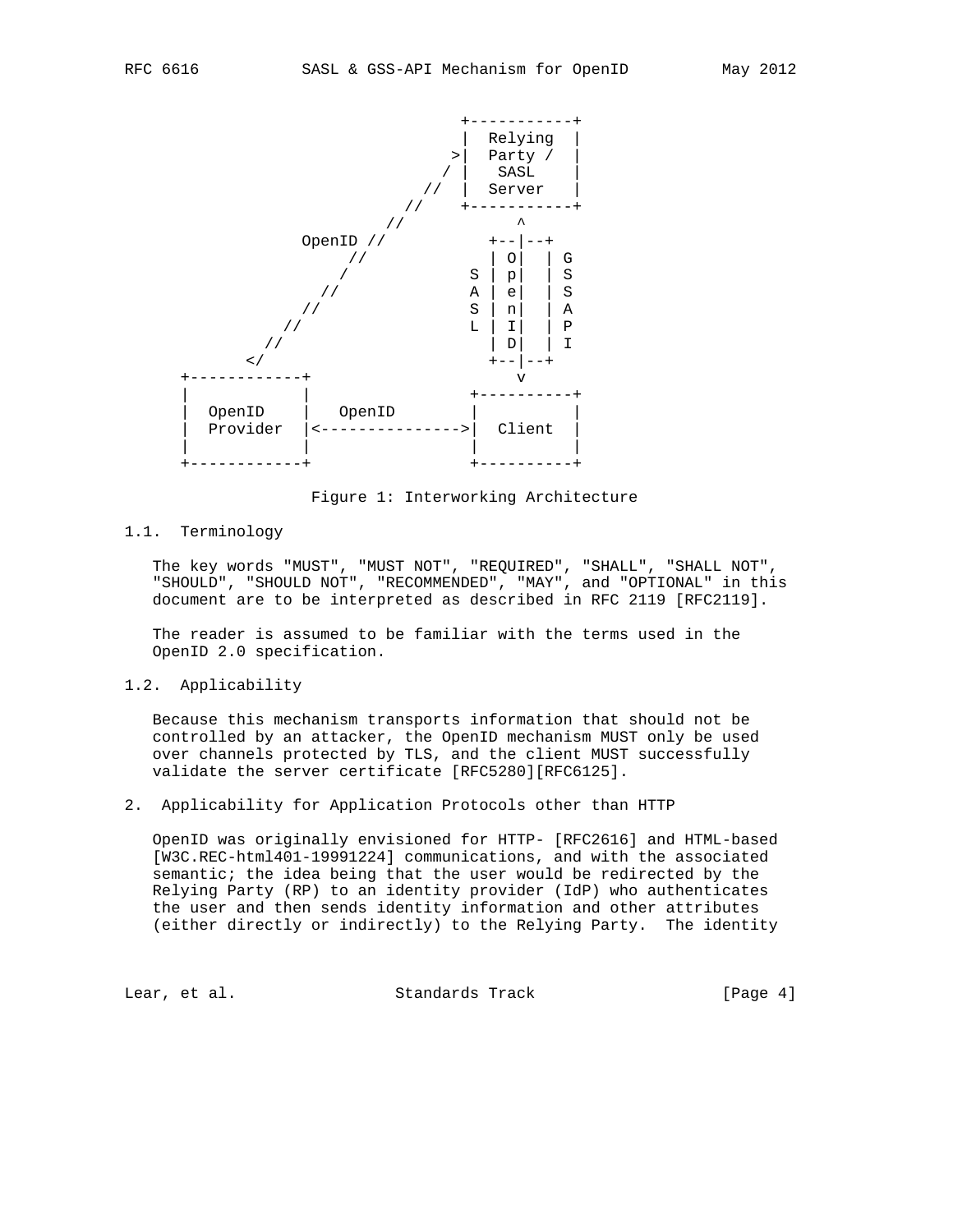```
                                  +-----------+
                                  |  Relying  |
                                 >|  Party /  |
                                / |   SASL    |
                              //  |  Server   |
                            //    +-----------+
                          //            ^
                 OpenID //           +--|--+
                      //             | O|  | G
                     /             S | p|  | S
                   //              A | e|  | S
                 //                S | n|  | A
               //                  L | I|  | P
             //                      | D|  | I
           </                        +--|--+
       +------------+                   v
       |            |              +----------+
       |  OpenID    |   OpenID     |          |
       |  Provider  |<------------>|  Client  |
       |            |              |          |
       +------------+              +----------+
```

Figure 1: Interworking Architecture

### 1.1. Terminology

The key words "MUST", "MUST NOT", "REQUIRED", "SHALL", "SHALL NOT", "SHOULD", "SHOULD NOT", "RECOMMENDED", "MAY", and "OPTIONAL" in this document are to be interpreted as described in RFC 2119 [RFC2119].

The reader is assumed to be familiar with the terms used in the OpenID 2.0 specification.

### 1.2. Applicability

Because this mechanism transports information that should not be controlled by an attacker, the OpenID mechanism MUST only be used over channels protected by TLS, and the client MUST successfully validate the server certificate [RFC5280][RFC6125].

## 2. Applicability for Application Protocols other than HTTP

OpenID was originally envisioned for HTTP- [RFC2616] and HTML-based [W3C.REC-html401-19991224] communications, and with the associated semantic; the idea being that the user would be redirected by the Relying Party (RP) to an identity provider (IdP) who authenticates the user and then sends identity information and other attributes (either directly or indirectly) to the Relying Party. The identity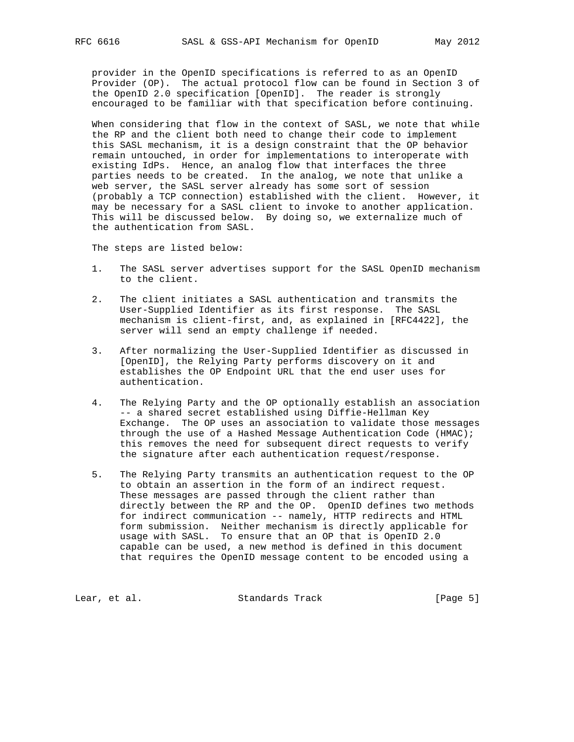provider in the OpenID specifications is referred to as an OpenID Provider (OP). The actual protocol flow can be found in Section 3 of the OpenID 2.0 specification [OpenID]. The reader is strongly encouraged to be familiar with that specification before continuing.

When considering that flow in the context of SASL, we note that while the RP and the client both need to change their code to implement this SASL mechanism, it is a design constraint that the OP behavior remain untouched, in order for implementations to interoperate with existing IdPs. Hence, an analog flow that interfaces the three parties needs to be created. In the analog, we note that unlike a web server, the SASL server already has some sort of session (probably a TCP connection) established with the client. However, it may be necessary for a SASL client to invoke to another application. This will be discussed below. By doing so, we externalize much of the authentication from SASL.

The steps are listed below:

1. The SASL server advertises support for the SASL OpenID mechanism to the client.

2. The client initiates a SASL authentication and transmits the User-Supplied Identifier as its first response. The SASL mechanism is client-first, and, as explained in [RFC4422], the server will send an empty challenge if needed.

3. After normalizing the User-Supplied Identifier as discussed in [OpenID], the Relying Party performs discovery on it and establishes the OP Endpoint URL that the end user uses for authentication.

4. The Relying Party and the OP optionally establish an association -- a shared secret established using Diffie-Hellman Key Exchange. The OP uses an association to validate those messages through the use of a Hashed Message Authentication Code (HMAC); this removes the need for subsequent direct requests to verify the signature after each authentication request/response.

5. The Relying Party transmits an authentication request to the OP to obtain an assertion in the form of an indirect request. These messages are passed through the client rather than directly between the RP and the OP. OpenID defines two methods for indirect communication -- namely, HTTP redirects and HTML form submission. Neither mechanism is directly applicable for usage with SASL. To ensure that an OP that is OpenID 2.0 capable can be used, a new method is defined in this document that requires the OpenID message content to be encoded using a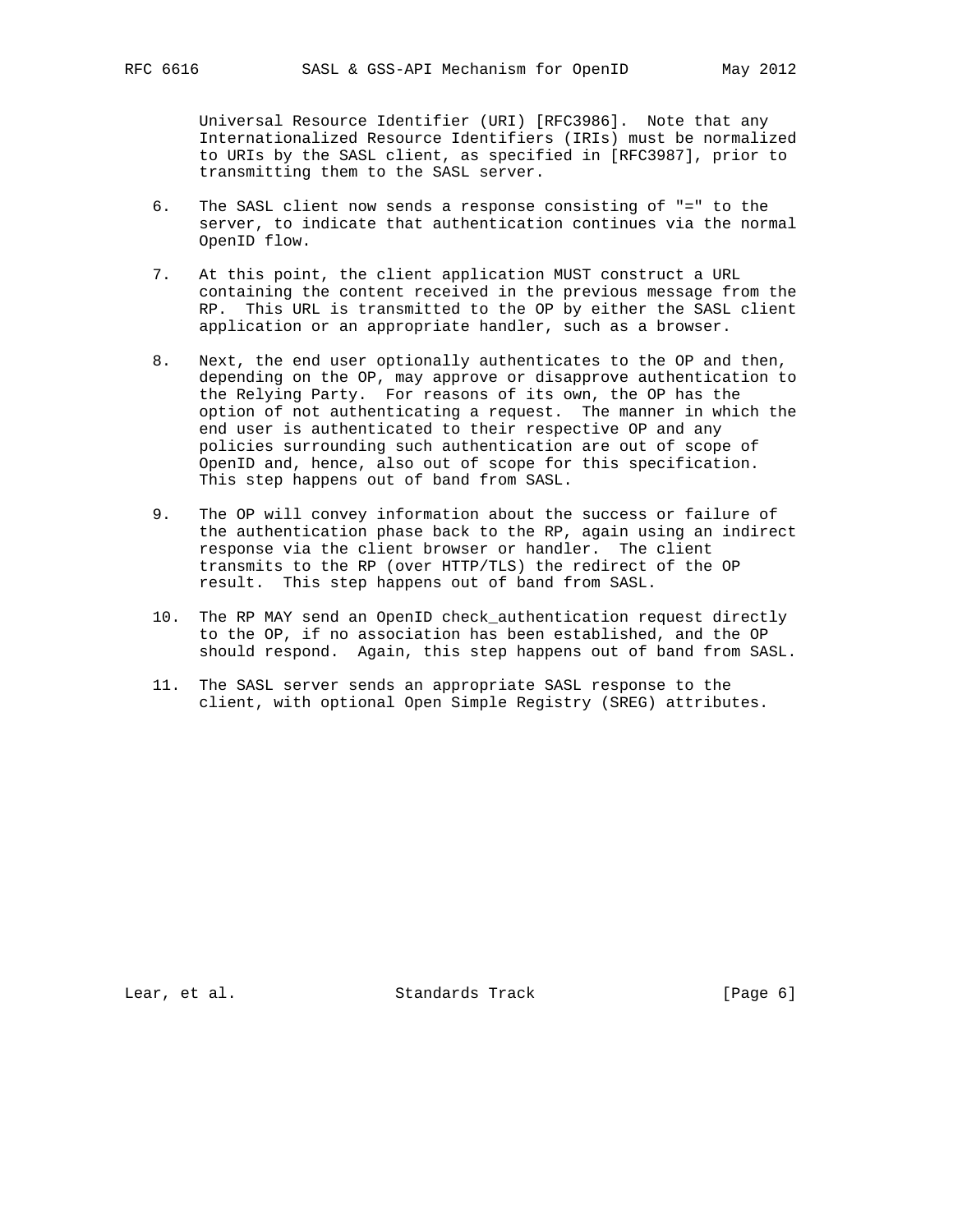Universal Resource Identifier (URI) [RFC3986]. Note that any Internationalized Resource Identifiers (IRIs) must be normalized to URIs by the SASL client, as specified in [RFC3987], prior to transmitting them to the SASL server.

6. The SASL client now sends a response consisting of "=" to the server, to indicate that authentication continues via the normal OpenID flow.

7. At this point, the client application MUST construct a URL containing the content received in the previous message from the RP. This URL is transmitted to the OP by either the SASL client application or an appropriate handler, such as a browser.

8. Next, the end user optionally authenticates to the OP and then, depending on the OP, may approve or disapprove authentication to the Relying Party. For reasons of its own, the OP has the option of not authenticating a request. The manner in which the end user is authenticated to their respective OP and any policies surrounding such authentication are out of scope of OpenID and, hence, also out of scope for this specification. This step happens out of band from SASL.

9. The OP will convey information about the success or failure of the authentication phase back to the RP, again using an indirect response via the client browser or handler. The client transmits to the RP (over HTTP/TLS) the redirect of the OP result. This step happens out of band from SASL.

10. The RP MAY send an OpenID check_authentication request directly to the OP, if no association has been established, and the OP should respond. Again, this step happens out of band from SASL.

11. The SASL server sends an appropriate SASL response to the client, with optional Open Simple Registry (SREG) attributes.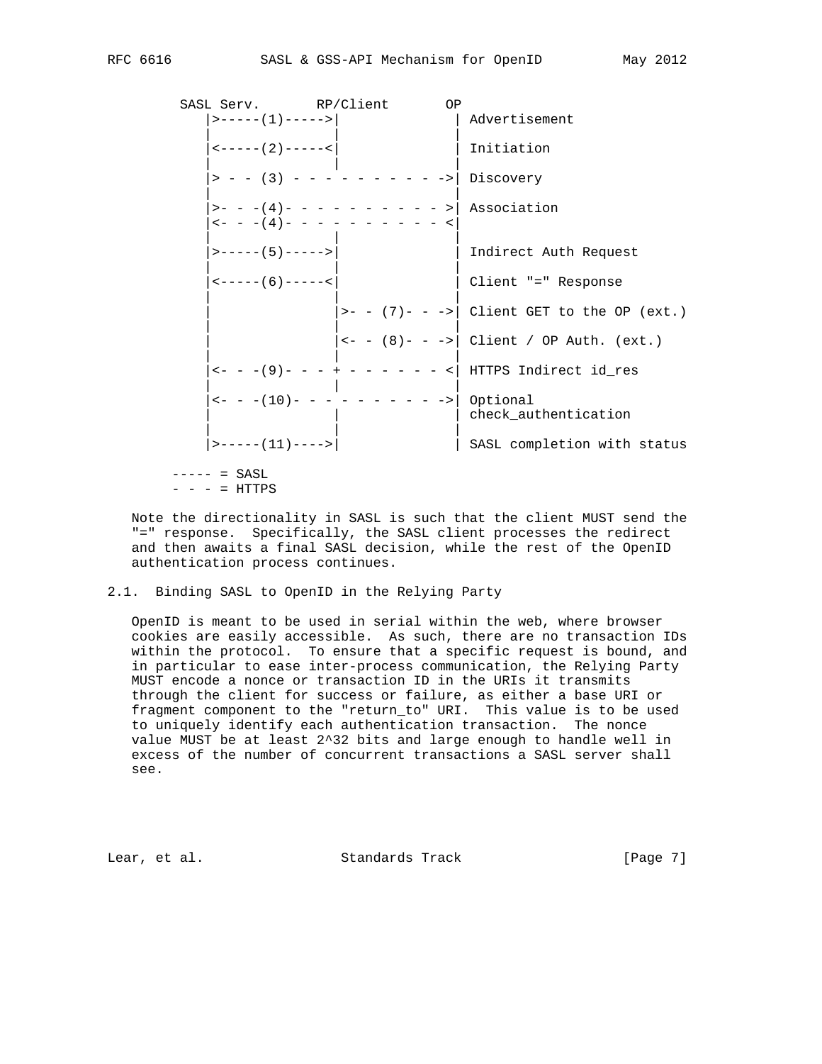```
        SASL Serv.       RP/Client       OP
           |>-----(1)----->|              | Advertisement
           |               |              |
           |<-----(2)-----<|              | Initiation
           |               |              |
           |> - - (3) - - - - - - - - - ->| Discovery
           |                              |
           |>- - -(4)- - - - - - - - - - >| Association
           |<- - -(4)- - - - - - - - - - <|
           |               |              |
           |>-----(5)----->|              | Indirect Auth Request
           |               |              |
           |<-----(6)-----<|              | Client "=" Response
           |               |              |
           |               |>- - (7)- - ->| Client GET to the OP (ext.)
           |               |              |
           |               |<- - (8)- - ->| Client / OP Auth. (ext.)
           |               |              |
           |<- - -(9)- - - + - - - - - - <| HTTPS Indirect id_res
           |               |              |
           |<- - -(10)- - - - - - - - - ->| Optional
           |               |              | check_authentication
           |               |              |
           |>-----(11)---->|              | SASL completion with status

       ----- = SASL
       - - - = HTTPS
```

Note the directionality in SASL is such that the client MUST send the "=" response. Specifically, the SASL client processes the redirect and then awaits a final SASL decision, while the rest of the OpenID authentication process continues.

## 2.1. Binding SASL to OpenID in the Relying Party

OpenID is meant to be used in serial within the web, where browser cookies are easily accessible. As such, there are no transaction IDs within the protocol. To ensure that a specific request is bound, and in particular to ease inter-process communication, the Relying Party MUST encode a nonce or transaction ID in the URIs it transmits through the client for success or failure, as either a base URI or fragment component to the "return_to" URI. This value is to be used to uniquely identify each authentication transaction. The nonce value MUST be at least $2^{32}$ bits and large enough to handle well in excess of the number of concurrent transactions a SASL server shall see.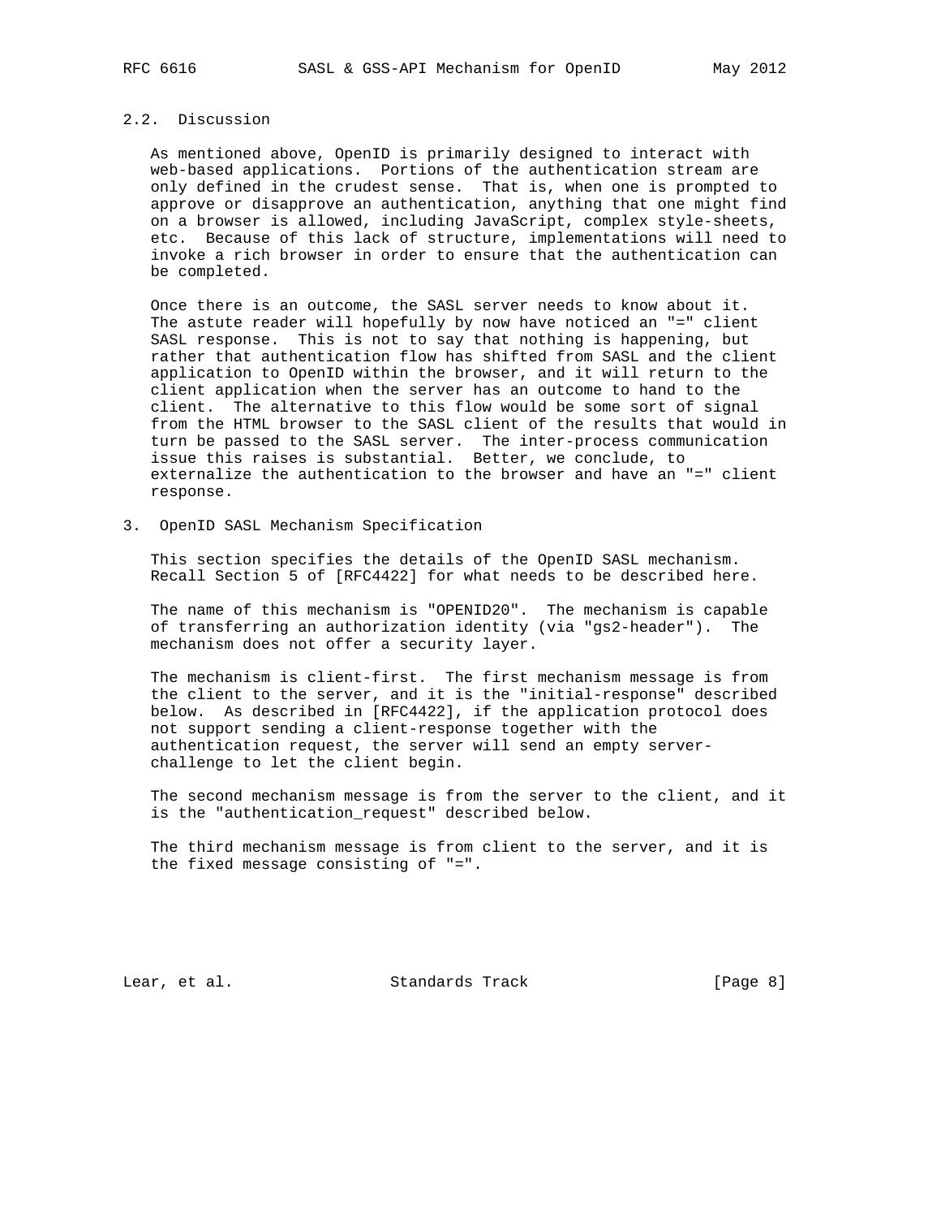### 2.2. Discussion

As mentioned above, OpenID is primarily designed to interact with web-based applications. Portions of the authentication stream are only defined in the crudest sense. That is, when one is prompted to approve or disapprove an authentication, anything that one might find on a browser is allowed, including JavaScript, complex style-sheets, etc. Because of this lack of structure, implementations will need to invoke a rich browser in order to ensure that the authentication can be completed.

Once there is an outcome, the SASL server needs to know about it. The astute reader will hopefully by now have noticed an "=" client SASL response. This is not to say that nothing is happening, but rather that authentication flow has shifted from SASL and the client application to OpenID within the browser, and it will return to the client application when the server has an outcome to hand to the client. The alternative to this flow would be some sort of signal from the HTML browser to the SASL client of the results that would in turn be passed to the SASL server. The inter-process communication issue this raises is substantial. Better, we conclude, to externalize the authentication to the browser and have an "=" client response.

## 3. OpenID SASL Mechanism Specification

This section specifies the details of the OpenID SASL mechanism. Recall Section 5 of [RFC4422] for what needs to be described here.

The name of this mechanism is "OPENID20". The mechanism is capable of transferring an authorization identity (via "gs2-header"). The mechanism does not offer a security layer.

The mechanism is client-first. The first mechanism message is from the client to the server, and it is the "initial-response" described below. As described in [RFC4422], if the application protocol does not support sending a client-response together with the authentication request, the server will send an empty server-challenge to let the client begin.

The second mechanism message is from the server to the client, and it is the "authentication_request" described below.

The third mechanism message is from client to the server, and it is the fixed message consisting of "=".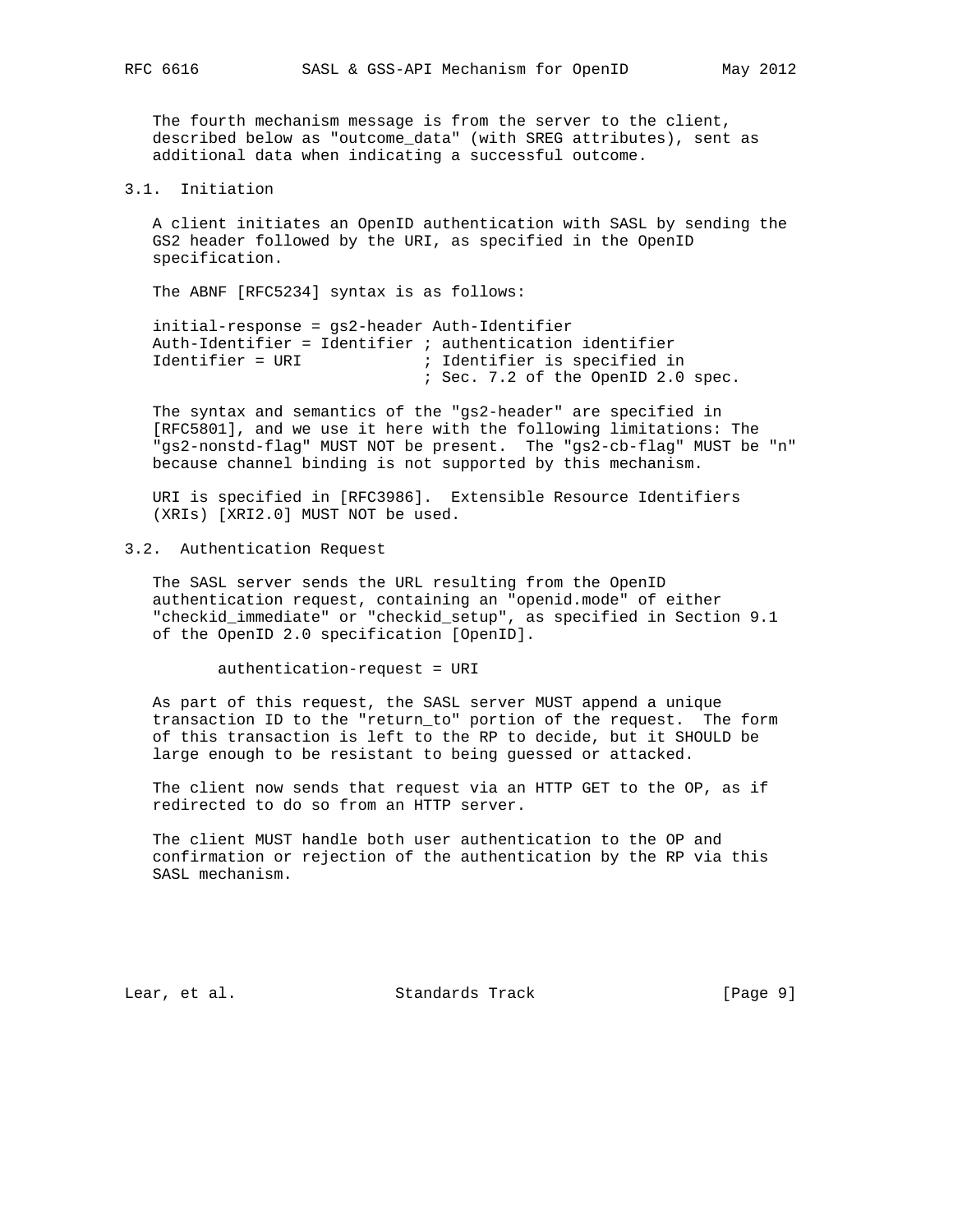The fourth mechanism message is from the server to the client, described below as "outcome_data" (with SREG attributes), sent as additional data when indicating a successful outcome.

### 3.1. Initiation

A client initiates an OpenID authentication with SASL by sending the GS2 header followed by the URI, as specified in the OpenID specification.

The ABNF [RFC5234] syntax is as follows:

```
initial-response = gs2-header Auth-Identifier
Auth-Identifier = Identifier ; authentication identifier
Identifier = URI             ; Identifier is specified in
                             ; Sec. 7.2 of the OpenID 2.0 spec.
```

The syntax and semantics of the "gs2-header" are specified in [RFC5801], and we use it here with the following limitations: The "gs2-nonstd-flag" MUST NOT be present. The "gs2-cb-flag" MUST be "n" because channel binding is not supported by this mechanism.

URI is specified in [RFC3986]. Extensible Resource Identifiers (XRIs) [XRI2.0] MUST NOT be used.

### 3.2. Authentication Request

The SASL server sends the URL resulting from the OpenID authentication request, containing an "openid.mode" of either "checkid_immediate" or "checkid_setup", as specified in Section 9.1 of the OpenID 2.0 specification [OpenID].

```
authentication-request = URI
```

As part of this request, the SASL server MUST append a unique transaction ID to the "return_to" portion of the request. The form of this transaction is left to the RP to decide, but it SHOULD be large enough to be resistant to being guessed or attacked.

The client now sends that request via an HTTP GET to the OP, as if redirected to do so from an HTTP server.

The client MUST handle both user authentication to the OP and confirmation or rejection of the authentication by the RP via this SASL mechanism.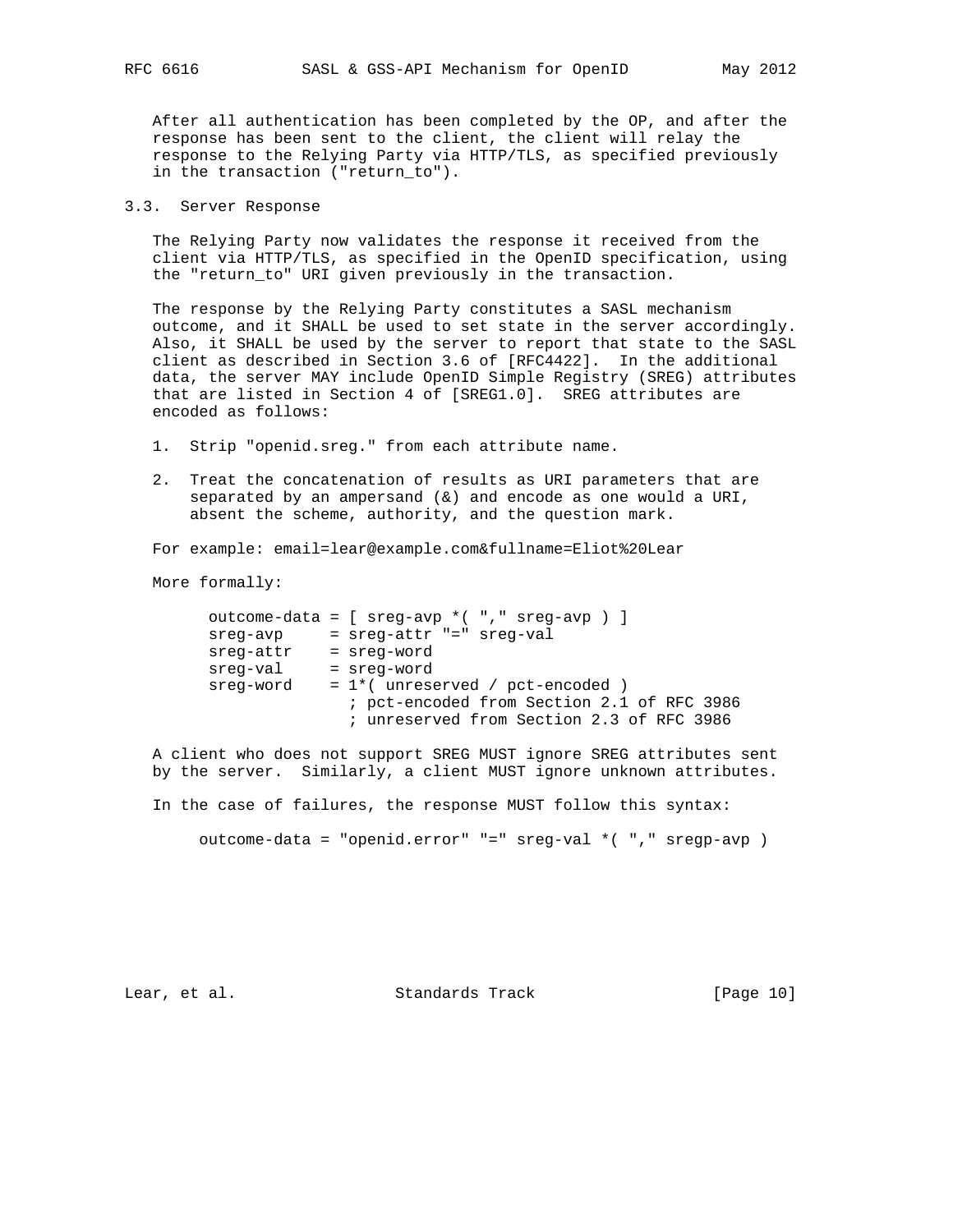After all authentication has been completed by the OP, and after the response has been sent to the client, the client will relay the response to the Relying Party via HTTP/TLS, as specified previously in the transaction ("return_to").

## 3.3. Server Response

The Relying Party now validates the response it received from the client via HTTP/TLS, as specified in the OpenID specification, using the "return_to" URI given previously in the transaction.

The response by the Relying Party constitutes a SASL mechanism outcome, and it SHALL be used to set state in the server accordingly. Also, it SHALL be used by the server to report that state to the SASL client as described in Section 3.6 of [RFC4422]. In the additional data, the server MAY include OpenID Simple Registry (SREG) attributes that are listed in Section 4 of [SREG1.0]. SREG attributes are encoded as follows:

1. Strip "openid.sreg." from each attribute name.

2. Treat the concatenation of results as URI parameters that are separated by an ampersand (&) and encode as one would a URI, absent the scheme, authority, and the question mark.

For example: email=lear@example.com&fullname=Eliot%20Lear

More formally:

```
outcome-data = [ sreg-avp *( "," sreg-avp ) ]
sreg-avp     = sreg-attr "=" sreg-val
sreg-attr    = sreg-word
sreg-val     = sreg-word
sreg-word    = 1*( unreserved / pct-encoded )
                 ; pct-encoded from Section 2.1 of RFC 3986
                 ; unreserved from Section 2.3 of RFC 3986
```

A client who does not support SREG MUST ignore SREG attributes sent by the server. Similarly, a client MUST ignore unknown attributes.

In the case of failures, the response MUST follow this syntax:

```
outcome-data = "openid.error" "=" sreg-val *( "," sregp-avp )
```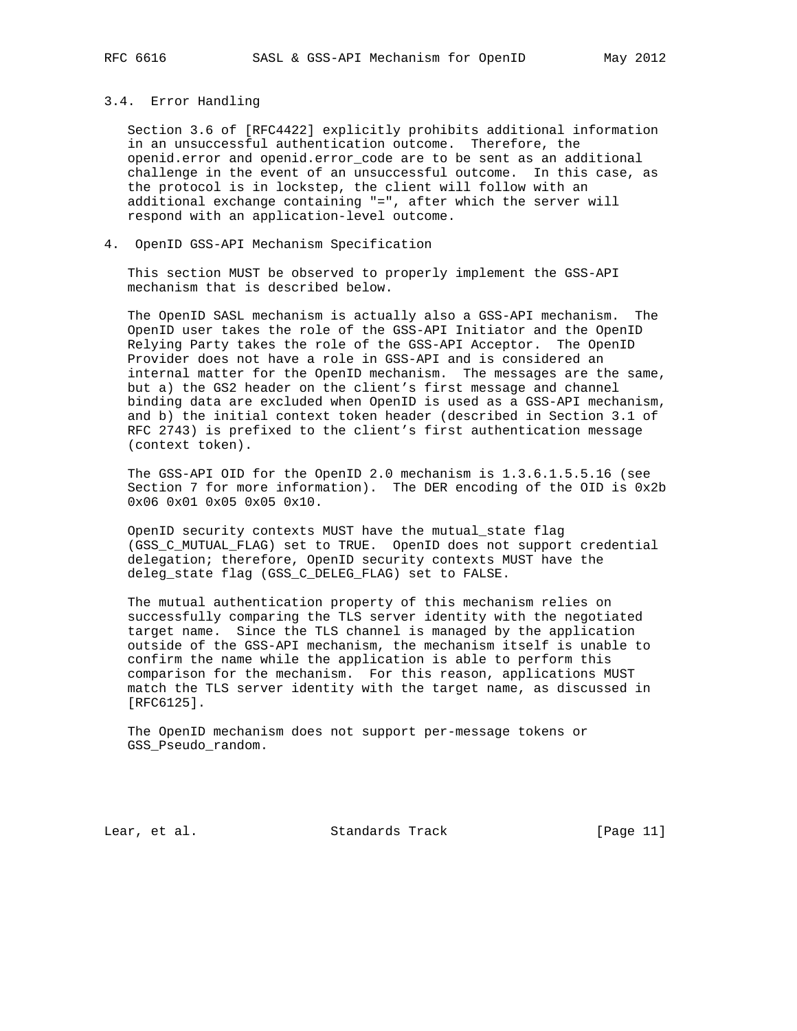### 3.4. Error Handling

Section 3.6 of [RFC4422] explicitly prohibits additional information in an unsuccessful authentication outcome. Therefore, the openid.error and openid.error_code are to be sent as an additional challenge in the event of an unsuccessful outcome. In this case, as the protocol is in lockstep, the client will follow with an additional exchange containing "=", after which the server will respond with an application-level outcome.

## 4. OpenID GSS-API Mechanism Specification

This section MUST be observed to properly implement the GSS-API mechanism that is described below.

The OpenID SASL mechanism is actually also a GSS-API mechanism. The OpenID user takes the role of the GSS-API Initiator and the OpenID Relying Party takes the role of the GSS-API Acceptor. The OpenID Provider does not have a role in GSS-API and is considered an internal matter for the OpenID mechanism. The messages are the same, but a) the GS2 header on the client's first message and channel binding data are excluded when OpenID is used as a GSS-API mechanism, and b) the initial context token header (described in Section 3.1 of RFC 2743) is prefixed to the client's first authentication message (context token).

The GSS-API OID for the OpenID 2.0 mechanism is 1.3.6.1.5.5.16 (see Section 7 for more information). The DER encoding of the OID is 0x2b 0x06 0x01 0x05 0x05 0x10.

OpenID security contexts MUST have the mutual_state flag (GSS_C_MUTUAL_FLAG) set to TRUE. OpenID does not support credential delegation; therefore, OpenID security contexts MUST have the deleg_state flag (GSS_C_DELEG_FLAG) set to FALSE.

The mutual authentication property of this mechanism relies on successfully comparing the TLS server identity with the negotiated target name. Since the TLS channel is managed by the application outside of the GSS-API mechanism, the mechanism itself is unable to confirm the name while the application is able to perform this comparison for the mechanism. For this reason, applications MUST match the TLS server identity with the target name, as discussed in [RFC6125].

The OpenID mechanism does not support per-message tokens or GSS_Pseudo_random.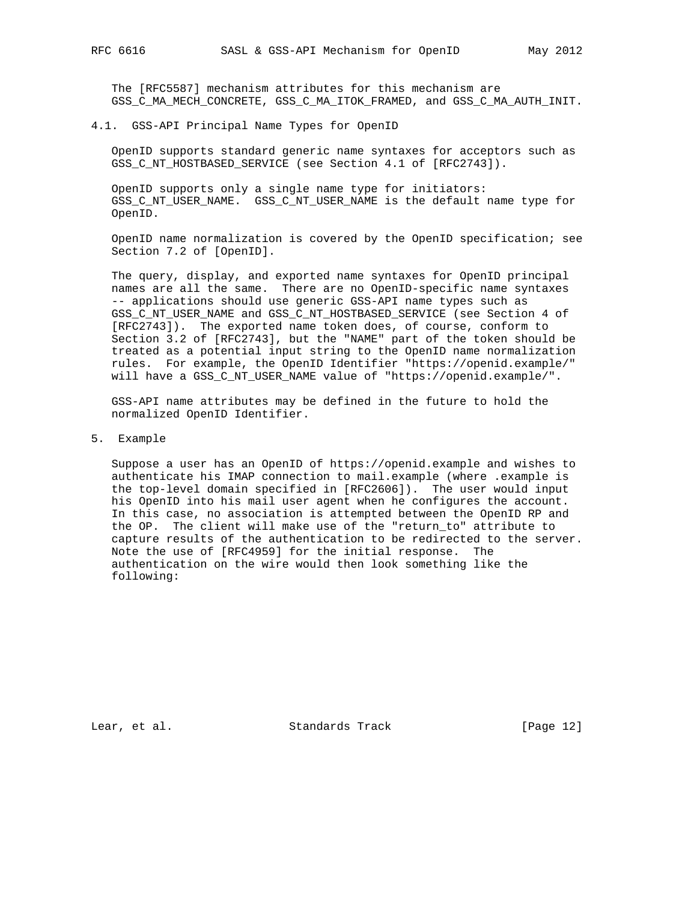The [RFC5587] mechanism attributes for this mechanism are GSS_C_MA_MECH_CONCRETE, GSS_C_MA_ITOK_FRAMED, and GSS_C_MA_AUTH_INIT.

### 4.1. GSS-API Principal Name Types for OpenID

OpenID supports standard generic name syntaxes for acceptors such as GSS_C_NT_HOSTBASED_SERVICE (see Section 4.1 of [RFC2743]).

OpenID supports only a single name type for initiators: GSS_C_NT_USER_NAME. GSS_C_NT_USER_NAME is the default name type for OpenID.

OpenID name normalization is covered by the OpenID specification; see Section 7.2 of [OpenID].

The query, display, and exported name syntaxes for OpenID principal names are all the same. There are no OpenID-specific name syntaxes -- applications should use generic GSS-API name types such as GSS_C_NT_USER_NAME and GSS_C_NT_HOSTBASED_SERVICE (see Section 4 of [RFC2743]). The exported name token does, of course, conform to Section 3.2 of [RFC2743], but the "NAME" part of the token should be treated as a potential input string to the OpenID name normalization rules. For example, the OpenID Identifier "https://openid.example/" will have a GSS_C_NT_USER_NAME value of "https://openid.example/".

GSS-API name attributes may be defined in the future to hold the normalized OpenID Identifier.

## 5. Example

Suppose a user has an OpenID of https://openid.example and wishes to authenticate his IMAP connection to mail.example (where .example is the top-level domain specified in [RFC2606]). The user would input his OpenID into his mail user agent when he configures the account. In this case, no association is attempted between the OpenID RP and the OP. The client will make use of the "return_to" attribute to capture results of the authentication to be redirected to the server. Note the use of [RFC4959] for the initial response. The authentication on the wire would then look something like the following: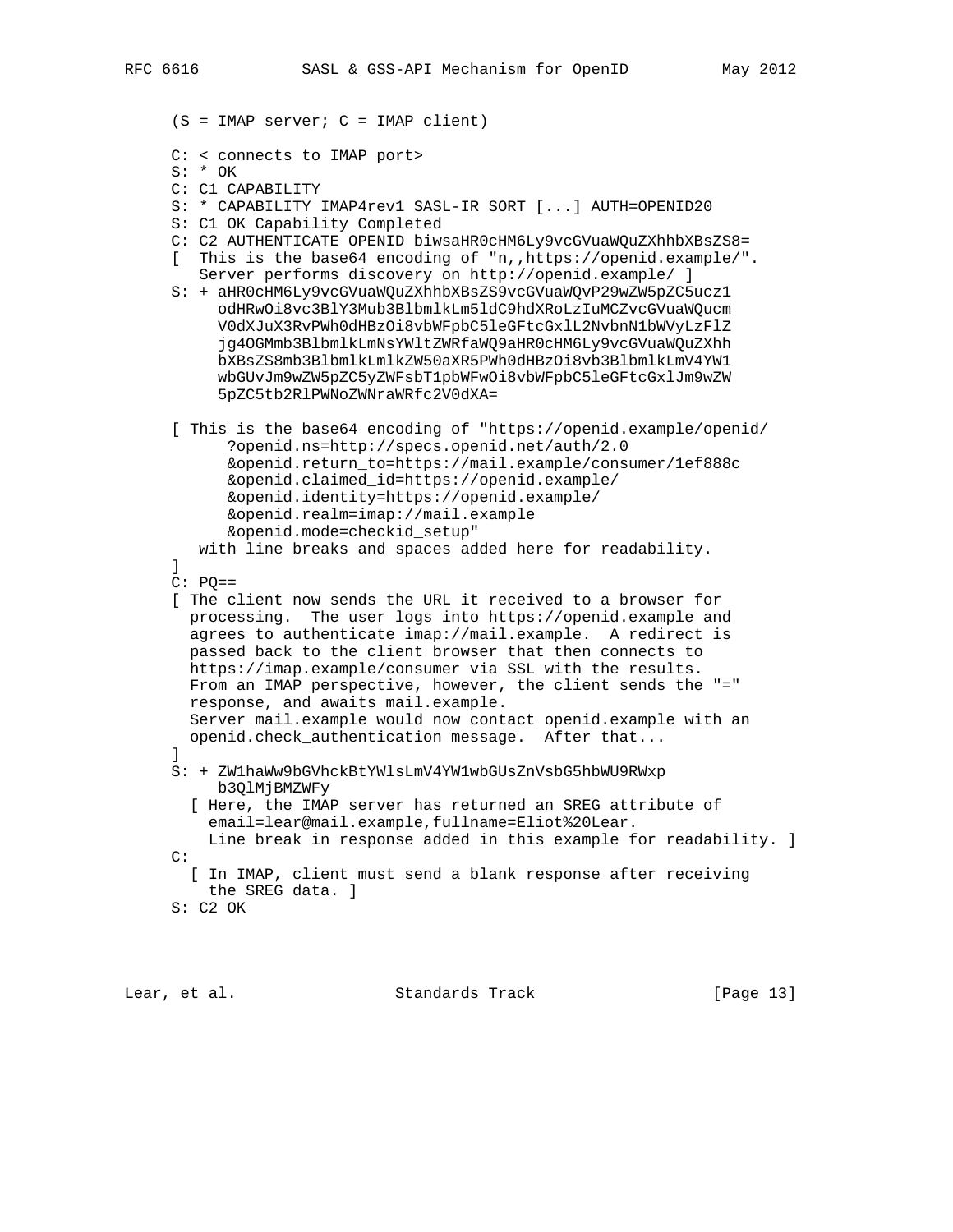```
(S = IMAP server; C = IMAP client)

C: < connects to IMAP port>
S: * OK
C: C1 CAPABILITY
S: * CAPABILITY IMAP4rev1 SASL-IR SORT [...] AUTH=OPENID20
S: C1 OK Capability Completed
C: C2 AUTHENTICATE OPENID biwsaHR0cHM6Ly9vcGVuaWQuZXhhbXBsZS8=
[  This is the base64 encoding of "n,,https://openid.example/".
   Server performs discovery on http://openid.example/ ]
S: + aHR0cHM6Ly9vcGVuaWQuZXhhbXBsZS9vcGVuaWQvP29wZW5pZC5ucz1
     odHRwOi8vc3BlY3Mub3BlbmlkLm5ldC9hdXRoLzIuMCZvcGVuaWQucm
     V0dXJuX3RvPWh0dHBzOi8vbWFpbC5leGFtcGxlL2NvbnN1bWVyLzFlZ
     jg4OGMmb3BlbmlkLmNsYWltZWRfaWQ9aHR0cHM6Ly9vcGVuaWQuZXhh
     bXBsZS8mb3BlbmlkLmlkZW50aXR5PWh0dHBzOi8vb3BlbmlkLmV4YW1
     wbGUvJm9wZW5pZC5yZWFsbT1pbWFwOi8vbWFpbC5leGFtcGxlJm9wZW
     5pZC5tb2RlPWNoZWNraWRfc2V0dXA=

[ This is the base64 encoding of "https://openid.example/openid/
      ?openid.ns=http://specs.openid.net/auth/2.0
      &openid.return_to=https://mail.example/consumer/1ef888c
      &openid.claimed_id=https://openid.example/
      &openid.identity=https://openid.example/
      &openid.realm=imap://mail.example
      &openid.mode=checkid_setup"
   with line breaks and spaces added here for readability.
]
C: PQ==
[ The client now sends the URL it received to a browser for
  processing.  The user logs into https://openid.example and
  agrees to authenticate imap://mail.example.  A redirect is
  passed back to the client browser that then connects to
  https://imap.example/consumer via SSL with the results.
  From an IMAP perspective, however, the client sends the "="
  response, and awaits mail.example.
  Server mail.example would now contact openid.example with an
  openid.check_authentication message.  After that...
]
S: + ZW1haWw9bGVhckBtYWlsLmV4YW1wbGUsZnVsbG5hbWU9RWxp
     b3QlMjBMZWFy
  [ Here, the IMAP server has returned an SREG attribute of
    email=lear@mail.example,fullname=Eliot%20Lear.
    Line break in response added in this example for readability. ]
C:
  [ In IMAP, client must send a blank response after receiving
    the SREG data. ]
S: C2 OK
```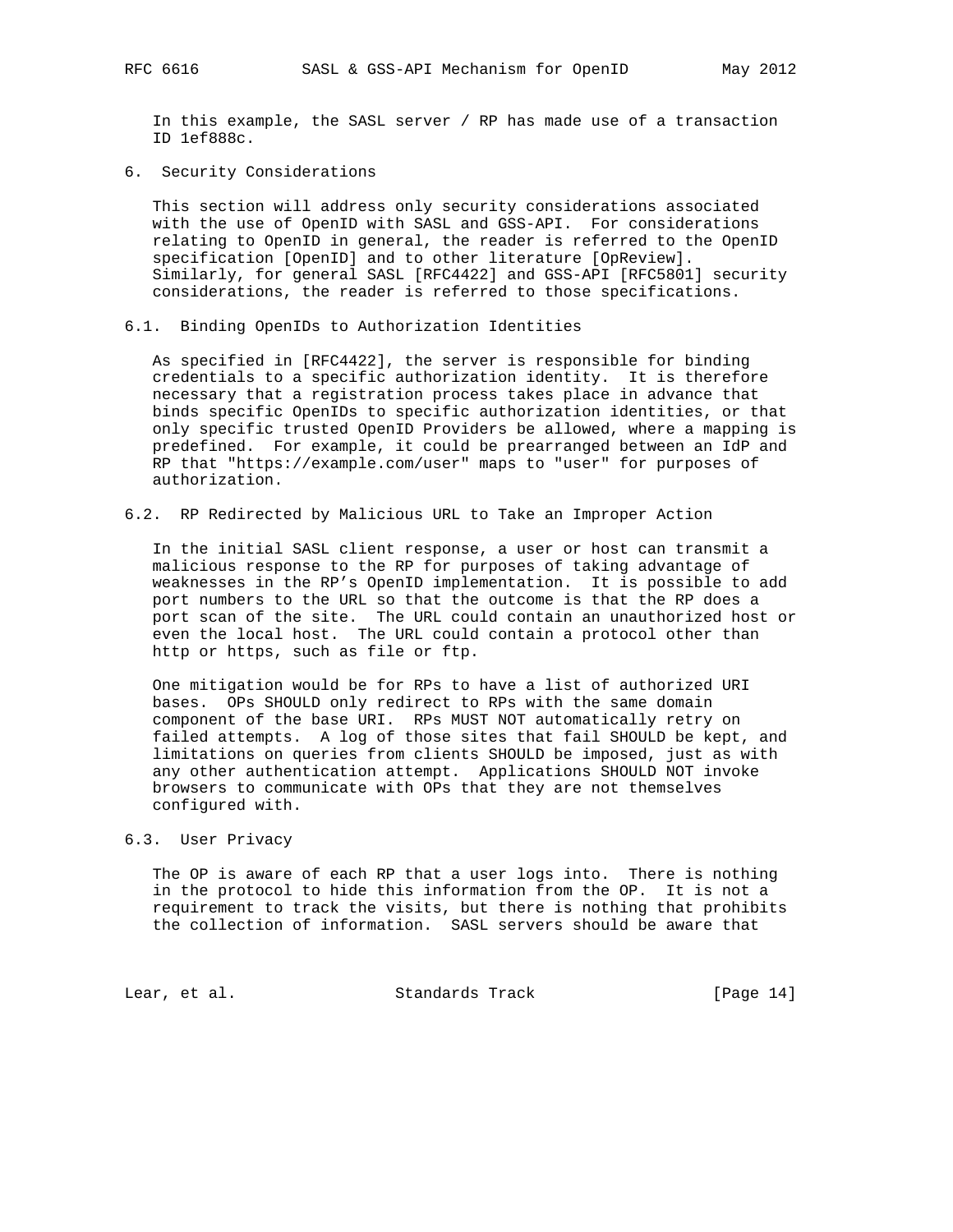In this example, the SASL server / RP has made use of a transaction ID 1ef888c.

## 6. Security Considerations

This section will address only security considerations associated with the use of OpenID with SASL and GSS-API. For considerations relating to OpenID in general, the reader is referred to the OpenID specification [OpenID] and to other literature [OpReview]. Similarly, for general SASL [RFC4422] and GSS-API [RFC5801] security considerations, the reader is referred to those specifications.

### 6.1. Binding OpenIDs to Authorization Identities

As specified in [RFC4422], the server is responsible for binding credentials to a specific authorization identity. It is therefore necessary that a registration process takes place in advance that binds specific OpenIDs to specific authorization identities, or that only specific trusted OpenID Providers be allowed, where a mapping is predefined. For example, it could be prearranged between an IdP and RP that "https://example.com/user" maps to "user" for purposes of authorization.

### 6.2. RP Redirected by Malicious URL to Take an Improper Action

In the initial SASL client response, a user or host can transmit a malicious response to the RP for purposes of taking advantage of weaknesses in the RP's OpenID implementation. It is possible to add port numbers to the URL so that the outcome is that the RP does a port scan of the site. The URL could contain an unauthorized host or even the local host. The URL could contain a protocol other than http or https, such as file or ftp.

One mitigation would be for RPs to have a list of authorized URI bases. OPs SHOULD only redirect to RPs with the same domain component of the base URI. RPs MUST NOT automatically retry on failed attempts. A log of those sites that fail SHOULD be kept, and limitations on queries from clients SHOULD be imposed, just as with any other authentication attempt. Applications SHOULD NOT invoke browsers to communicate with OPs that they are not themselves configured with.

### 6.3. User Privacy

The OP is aware of each RP that a user logs into. There is nothing in the protocol to hide this information from the OP. It is not a requirement to track the visits, but there is nothing that prohibits the collection of information. SASL servers should be aware that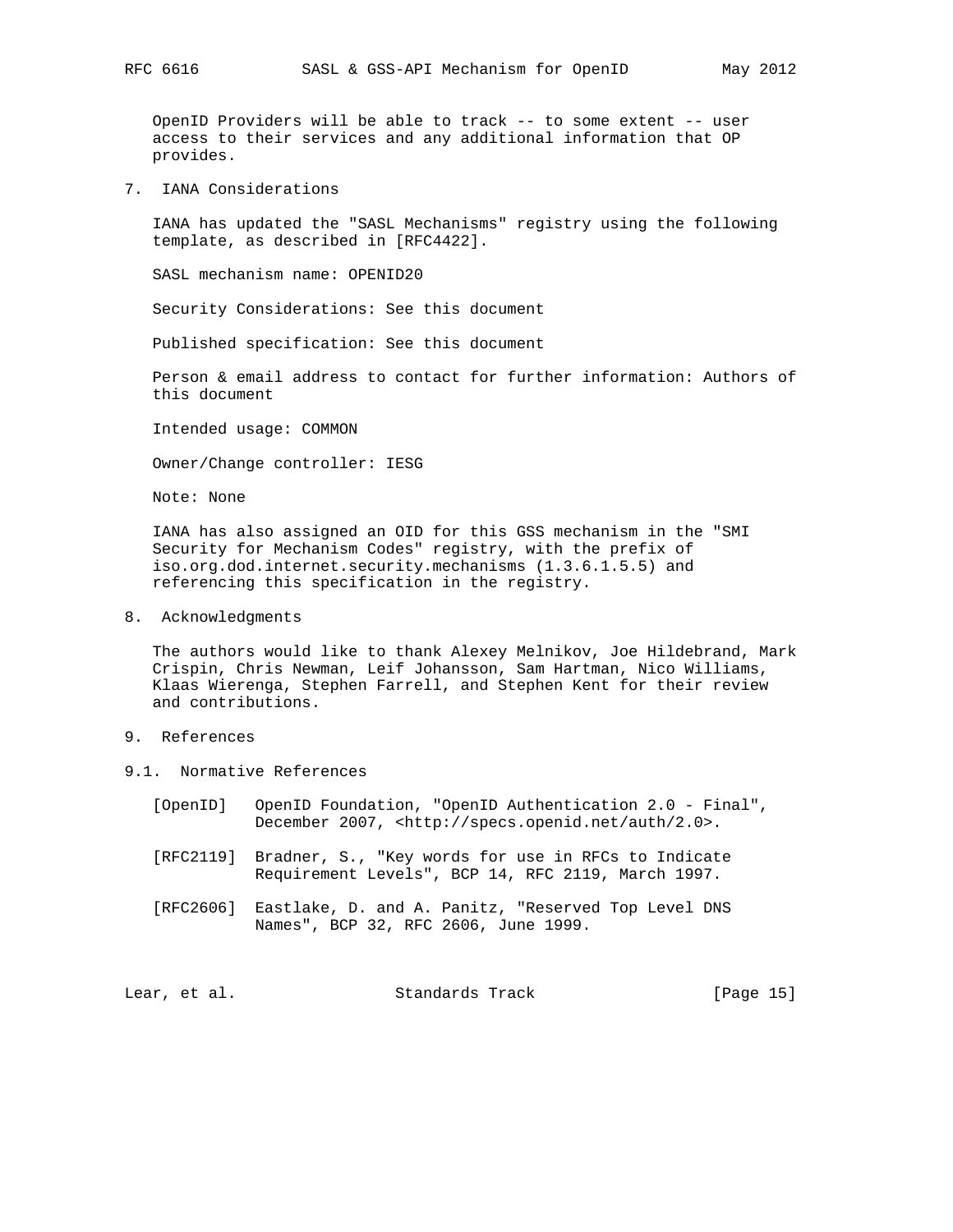OpenID Providers will be able to track -- to some extent -- user access to their services and any additional information that OP provides.

## 7. IANA Considerations

IANA has updated the "SASL Mechanisms" registry using the following template, as described in [RFC4422].

SASL mechanism name: OPENID20

Security Considerations: See this document

Published specification: See this document

Person & email address to contact for further information: Authors of this document

Intended usage: COMMON

Owner/Change controller: IESG

Note: None

IANA has also assigned an OID for this GSS mechanism in the "SMI Security for Mechanism Codes" registry, with the prefix of iso.org.dod.internet.security.mechanisms (1.3.6.1.5.5) and referencing this specification in the registry.

## 8. Acknowledgments

The authors would like to thank Alexey Melnikov, Joe Hildebrand, Mark Crispin, Chris Newman, Leif Johansson, Sam Hartman, Nico Williams, Klaas Wierenga, Stephen Farrell, and Stephen Kent for their review and contributions.

## 9. References

### 9.1. Normative References

[OpenID] OpenID Foundation, "OpenID Authentication 2.0 - Final", December 2007, <http://specs.openid.net/auth/2.0>.

[RFC2119] Bradner, S., "Key words for use in RFCs to Indicate Requirement Levels", BCP 14, RFC 2119, March 1997.

[RFC2606] Eastlake, D. and A. Panitz, "Reserved Top Level DNS Names", BCP 32, RFC 2606, June 1999.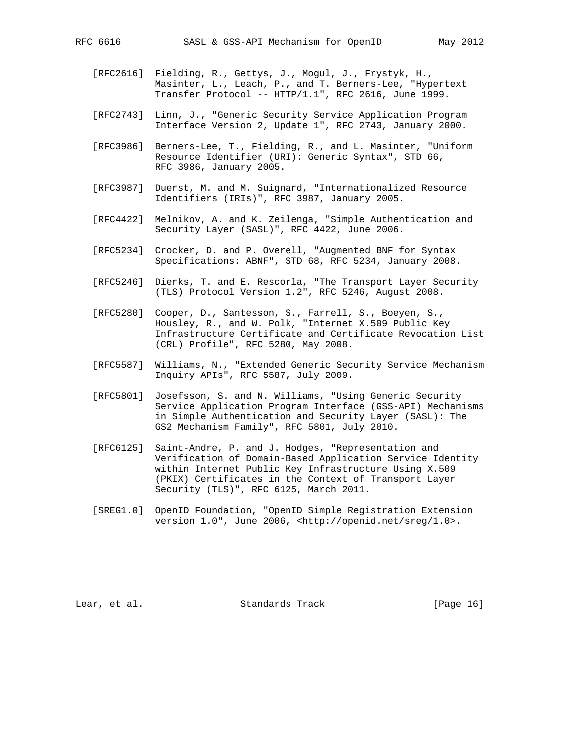[RFC2616] Fielding, R., Gettys, J., Mogul, J., Frystyk, H., Masinter, L., Leach, P., and T. Berners-Lee, "Hypertext Transfer Protocol -- HTTP/1.1", RFC 2616, June 1999.

[RFC2743] Linn, J., "Generic Security Service Application Program Interface Version 2, Update 1", RFC 2743, January 2000.

[RFC3986] Berners-Lee, T., Fielding, R., and L. Masinter, "Uniform Resource Identifier (URI): Generic Syntax", STD 66, RFC 3986, January 2005.

[RFC3987] Duerst, M. and M. Suignard, "Internationalized Resource Identifiers (IRIs)", RFC 3987, January 2005.

[RFC4422] Melnikov, A. and K. Zeilenga, "Simple Authentication and Security Layer (SASL)", RFC 4422, June 2006.

[RFC5234] Crocker, D. and P. Overell, "Augmented BNF for Syntax Specifications: ABNF", STD 68, RFC 5234, January 2008.

[RFC5246] Dierks, T. and E. Rescorla, "The Transport Layer Security (TLS) Protocol Version 1.2", RFC 5246, August 2008.

[RFC5280] Cooper, D., Santesson, S., Farrell, S., Boeyen, S., Housley, R., and W. Polk, "Internet X.509 Public Key Infrastructure Certificate and Certificate Revocation List (CRL) Profile", RFC 5280, May 2008.

[RFC5587] Williams, N., "Extended Generic Security Service Mechanism Inquiry APIs", RFC 5587, July 2009.

[RFC5801] Josefsson, S. and N. Williams, "Using Generic Security Service Application Program Interface (GSS-API) Mechanisms in Simple Authentication and Security Layer (SASL): The GS2 Mechanism Family", RFC 5801, July 2010.

[RFC6125] Saint-Andre, P. and J. Hodges, "Representation and Verification of Domain-Based Application Service Identity within Internet Public Key Infrastructure Using X.509 (PKIX) Certificates in the Context of Transport Layer Security (TLS)", RFC 6125, March 2011.

[SREG1.0] OpenID Foundation, "OpenID Simple Registration Extension version 1.0", June 2006, <http://openid.net/sreg/1.0>.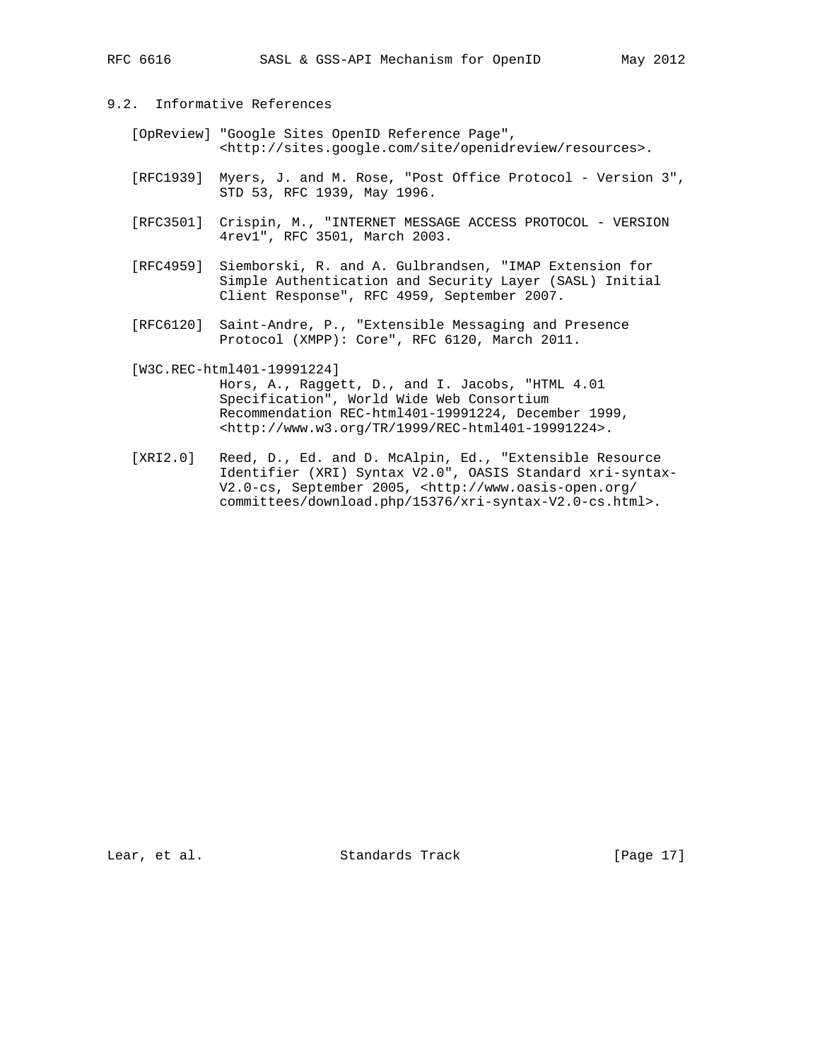## 9.2. Informative References

[OpReview] "Google Sites OpenID Reference Page", <http://sites.google.com/site/openidreview/resources>.

[RFC1939] Myers, J. and M. Rose, "Post Office Protocol - Version 3", STD 53, RFC 1939, May 1996.

[RFC3501] Crispin, M., "INTERNET MESSAGE ACCESS PROTOCOL - VERSION 4rev1", RFC 3501, March 2003.

[RFC4959] Siemborski, R. and A. Gulbrandsen, "IMAP Extension for Simple Authentication and Security Layer (SASL) Initial Client Response", RFC 4959, September 2007.

[RFC6120] Saint-Andre, P., "Extensible Messaging and Presence Protocol (XMPP): Core", RFC 6120, March 2011.

[W3C.REC-html401-19991224] Hors, A., Raggett, D., and I. Jacobs, "HTML 4.01 Specification", World Wide Web Consortium Recommendation REC-html401-19991224, December 1999, <http://www.w3.org/TR/1999/REC-html401-19991224>.

[XRI2.0] Reed, D., Ed. and D. McAlpin, Ed., "Extensible Resource Identifier (XRI) Syntax V2.0", OASIS Standard xri-syntax-V2.0-cs, September 2005, <http://www.oasis-open.org/committees/download.php/15376/xri-syntax-V2.0-cs.html>.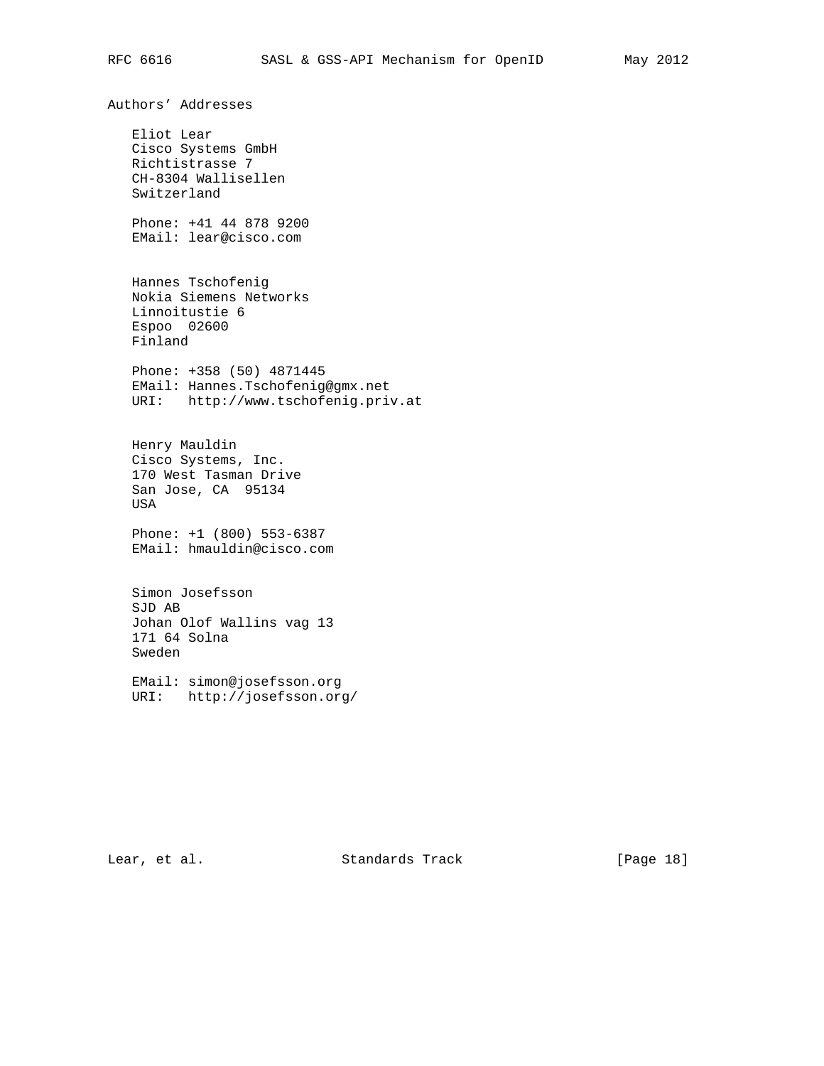# Authors' Addresses

Eliot Lear
Cisco Systems GmbH
Richtistrasse 7
CH-8304 Wallisellen
Switzerland

Phone: +41 44 878 9200
EMail: lear@cisco.com

Hannes Tschofenig
Nokia Siemens Networks
Linnoitustie 6
Espoo 02600
Finland

Phone: +358 (50) 4871445
EMail: Hannes.Tschofenig@gmx.net
URI: http://www.tschofenig.priv.at

Henry Mauldin
Cisco Systems, Inc.
170 West Tasman Drive
San Jose, CA 95134
USA

Phone: +1 (800) 553-6387
EMail: hmauldin@cisco.com

Simon Josefsson
SJD AB
Johan Olof Wallins vag 13
171 64 Solna
Sweden

EMail: simon@josefsson.org
URI: http://josefsson.org/